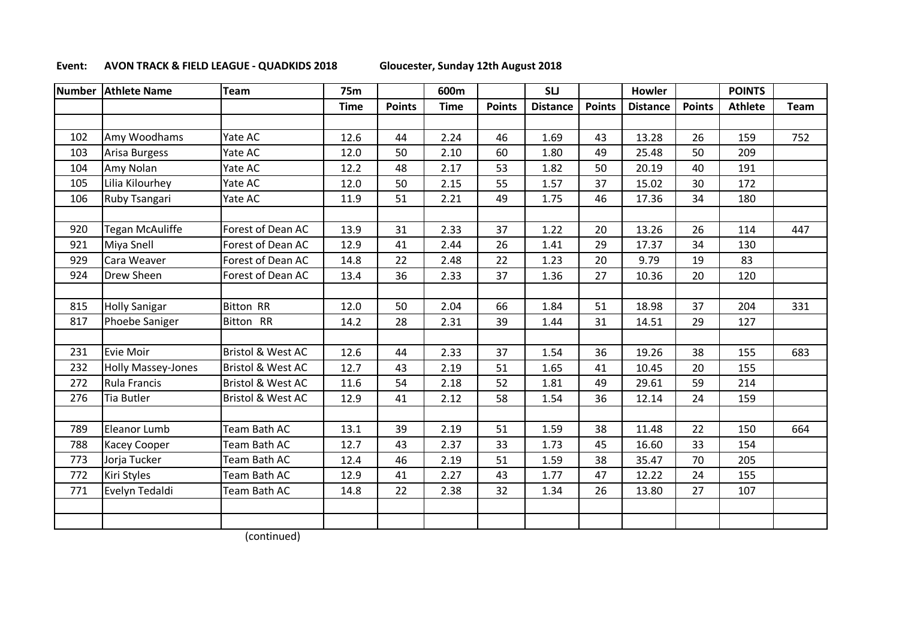**Event: AVON TRACK & FIELD LEAGUE - QUADKIDS 2018** **Gloucester, Sunday 12th August 2018**

| Number | Athlete Name | Team | 75m | | 600m | | SLJ | | Howler | | POINTS | |
|---|---|---|---|---|---|---|---|---|---|---|---|---|
| | | | Time | Points | Time | Points | Distance | Points | Distance | Points | Athlete | Team |
| | | | | | | | | | | | | |
| 102 | Amy Woodhams | Yate AC | 12.6 | 44 | 2.24 | 46 | 1.69 | 43 | 13.28 | 26 | 159 | 752 |
| 103 | Arisa Burgess | Yate AC | 12.0 | 50 | 2.10 | 60 | 1.80 | 49 | 25.48 | 50 | 209 | |
| 104 | Amy Nolan | Yate AC | 12.2 | 48 | 2.17 | 53 | 1.82 | 50 | 20.19 | 40 | 191 | |
| 105 | Lilia Kilourhey | Yate AC | 12.0 | 50 | 2.15 | 55 | 1.57 | 37 | 15.02 | 30 | 172 | |
| 106 | Ruby Tsangari | Yate AC | 11.9 | 51 | 2.21 | 49 | 1.75 | 46 | 17.36 | 34 | 180 | |
| | | | | | | | | | | | | |
| 920 | Tegan McAuliffe | Forest of Dean AC | 13.9 | 31 | 2.33 | 37 | 1.22 | 20 | 13.26 | 26 | 114 | 447 |
| 921 | Miya Snell | Forest of Dean AC | 12.9 | 41 | 2.44 | 26 | 1.41 | 29 | 17.37 | 34 | 130 | |
| 929 | Cara Weaver | Forest of Dean AC | 14.8 | 22 | 2.48 | 22 | 1.23 | 20 | 9.79 | 19 | 83 | |
| 924 | Drew Sheen | Forest of Dean AC | 13.4 | 36 | 2.33 | 37 | 1.36 | 27 | 10.36 | 20 | 120 | |
| | | | | | | | | | | | | |
| 815 | Holly Sanigar | Bitton RR | 12.0 | 50 | 2.04 | 66 | 1.84 | 51 | 18.98 | 37 | 204 | 331 |
| 817 | Phoebe Saniger | Bitton RR | 14.2 | 28 | 2.31 | 39 | 1.44 | 31 | 14.51 | 29 | 127 | |
| | | | | | | | | | | | | |
| 231 | Evie Moir | Bristol & West AC | 12.6 | 44 | 2.33 | 37 | 1.54 | 36 | 19.26 | 38 | 155 | 683 |
| 232 | Holly Massey-Jones | Bristol & West AC | 12.7 | 43 | 2.19 | 51 | 1.65 | 41 | 10.45 | 20 | 155 | |
| 272 | Rula Francis | Bristol & West AC | 11.6 | 54 | 2.18 | 52 | 1.81 | 49 | 29.61 | 59 | 214 | |
| 276 | Tia Butler | Bristol & West AC | 12.9 | 41 | 2.12 | 58 | 1.54 | 36 | 12.14 | 24 | 159 | |
| | | | | | | | | | | | | |
| 789 | Eleanor Lumb | Team Bath AC | 13.1 | 39 | 2.19 | 51 | 1.59 | 38 | 11.48 | 22 | 150 | 664 |
| 788 | Kacey Cooper | Team Bath AC | 12.7 | 43 | 2.37 | 33 | 1.73 | 45 | 16.60 | 33 | 154 | |
| 773 | Jorja Tucker | Team Bath AC | 12.4 | 46 | 2.19 | 51 | 1.59 | 38 | 35.47 | 70 | 205 | |
| 772 | Kiri Styles | Team Bath AC | 12.9 | 41 | 2.27 | 43 | 1.77 | 47 | 12.22 | 24 | 155 | |
| 771 | Evelyn Tedaldi | Team Bath AC | 14.8 | 22 | 2.38 | 32 | 1.34 | 26 | 13.80 | 27 | 107 | |
| | | | | | | | | | | | | |
| | | | | | | | | | | | | |

(continued)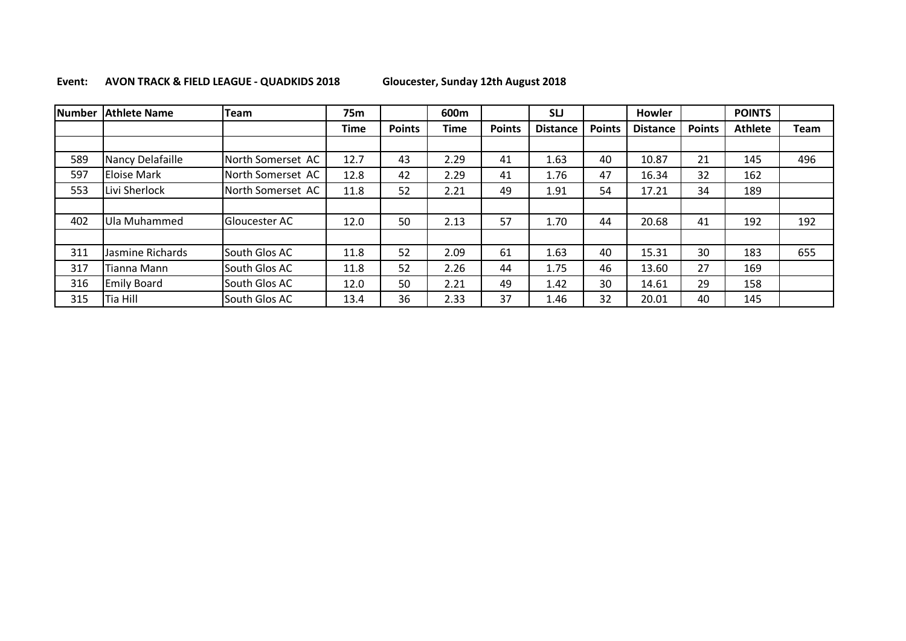**Event:** **AVON TRACK & FIELD LEAGUE - QUADKIDS 2018** **Gloucester, Sunday 12th August 2018**

| Number | Athlete Name | Team | 75m | | 600m | | SLJ | | Howler | | POINTS | |
|---|---|---|---|---|---|---|---|---|---|---|---|---|
| | | | Time | Points | Time | Points | Distance | Points | Distance | Points | Athlete | Team |
| | | | | | | | | | | | | |
| 589 | Nancy Delafaille | North Somerset AC | 12.7 | 43 | 2.29 | 41 | 1.63 | 40 | 10.87 | 21 | 145 | 496 |
| 597 | Eloise Mark | North Somerset AC | 12.8 | 42 | 2.29 | 41 | 1.76 | 47 | 16.34 | 32 | 162 | |
| 553 | Livi Sherlock | North Somerset AC | 11.8 | 52 | 2.21 | 49 | 1.91 | 54 | 17.21 | 34 | 189 | |
| | | | | | | | | | | | | |
| 402 | Ula Muhammed | Gloucester AC | 12.0 | 50 | 2.13 | 57 | 1.70 | 44 | 20.68 | 41 | 192 | 192 |
| | | | | | | | | | | | | |
| 311 | Jasmine Richards | South Glos AC | 11.8 | 52 | 2.09 | 61 | 1.63 | 40 | 15.31 | 30 | 183 | 655 |
| 317 | Tianna Mann | South Glos AC | 11.8 | 52 | 2.26 | 44 | 1.75 | 46 | 13.60 | 27 | 169 | |
| 316 | Emily Board | South Glos AC | 12.0 | 50 | 2.21 | 49 | 1.42 | 30 | 14.61 | 29 | 158 | |
| 315 | Tia Hill | South Glos AC | 13.4 | 36 | 2.33 | 37 | 1.46 | 32 | 20.01 | 40 | 145 | |